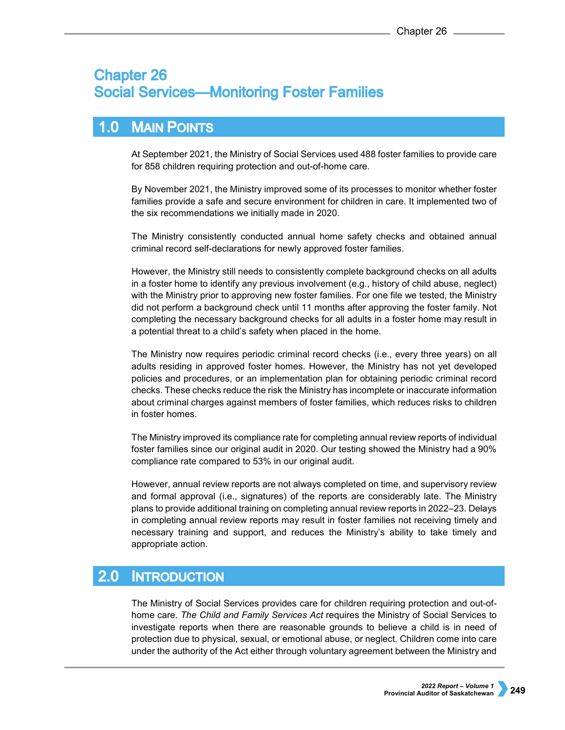# Chapter 26
# Social Services—Monitoring Foster Families

## 1.0 Main Points

At September 2021, the Ministry of Social Services used 488 foster families to provide care for 858 children requiring protection and out-of-home care.

By November 2021, the Ministry improved some of its processes to monitor whether foster families provide a safe and secure environment for children in care. It implemented two of the six recommendations we initially made in 2020.

The Ministry consistently conducted annual home safety checks and obtained annual criminal record self-declarations for newly approved foster families.

However, the Ministry still needs to consistently complete background checks on all adults in a foster home to identify any previous involvement (e.g., history of child abuse, neglect) with the Ministry prior to approving new foster families. For one file we tested, the Ministry did not perform a background check until 11 months after approving the foster family. Not completing the necessary background checks for all adults in a foster home may result in a potential threat to a child's safety when placed in the home.

The Ministry now requires periodic criminal record checks (i.e., every three years) on all adults residing in approved foster homes. However, the Ministry has not yet developed policies and procedures, or an implementation plan for obtaining periodic criminal record checks. These checks reduce the risk the Ministry has incomplete or inaccurate information about criminal charges against members of foster families, which reduces risks to children in foster homes.

The Ministry improved its compliance rate for completing annual review reports of individual foster families since our original audit in 2020. Our testing showed the Ministry had a 90% compliance rate compared to 53% in our original audit.

However, annual review reports are not always completed on time, and supervisory review and formal approval (i.e., signatures) of the reports are considerably late. The Ministry plans to provide additional training on completing annual review reports in 2022–23. Delays in completing annual review reports may result in foster families not receiving timely and necessary training and support, and reduces the Ministry's ability to take timely and appropriate action.

## 2.0 Introduction

The Ministry of Social Services provides care for children requiring protection and out-of-home care. *The Child and Family Services Act* requires the Ministry of Social Services to investigate reports when there are reasonable grounds to believe a child is in need of protection due to physical, sexual, or emotional abuse, or neglect. Children come into care under the authority of the Act either through voluntary agreement between the Ministry and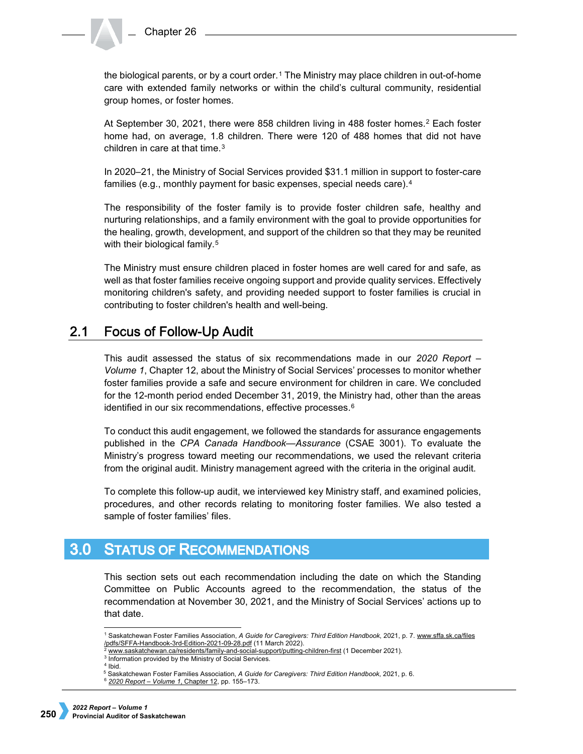the biological parents, or by a court order.[1] The Ministry may place children in out-of-home care with extended family networks or within the child's cultural community, residential group homes, or foster homes.

At September 30, 2021, there were 858 children living in 488 foster homes.[2] Each foster home had, on average, 1.8 children. There were 120 of 488 homes that did not have children in care at that time.[3]

In 2020–21, the Ministry of Social Services provided $31.1 million in support to foster-care families (e.g., monthly payment for basic expenses, special needs care).[4]

The responsibility of the foster family is to provide foster children safe, healthy and nurturing relationships, and a family environment with the goal to provide opportunities for the healing, growth, development, and support of the children so that they may be reunited with their biological family.[5]

The Ministry must ensure children placed in foster homes are well cared for and safe, as well as that foster families receive ongoing support and provide quality services. Effectively monitoring children's safety, and providing needed support to foster families is crucial in contributing to foster children's health and well-being.

## 2.1 Focus of Follow-Up Audit

This audit assessed the status of six recommendations made in our *2020 Report – Volume 1*, Chapter 12, about the Ministry of Social Services' processes to monitor whether foster families provide a safe and secure environment for children in care. We concluded for the 12-month period ended December 31, 2019, the Ministry had, other than the areas identified in our six recommendations, effective processes.[6]

To conduct this audit engagement, we followed the standards for assurance engagements published in the *CPA Canada Handbook—Assurance* (CSAE 3001). To evaluate the Ministry's progress toward meeting our recommendations, we used the relevant criteria from the original audit. Ministry management agreed with the criteria in the original audit.

To complete this follow-up audit, we interviewed key Ministry staff, and examined policies, procedures, and other records relating to monitoring foster families. We also tested a sample of foster families' files.

# 3.0 Status of Recommendations

This section sets out each recommendation including the date on which the Standing Committee on Public Accounts agreed to the recommendation, the status of the recommendation at November 30, 2021, and the Ministry of Social Services' actions up to that date.

---

[1] Saskatchewan Foster Families Association, *A Guide for Caregivers: Third Edition Handbook*, 2021, p. 7. www.sffa.sk.ca/files/pdfs/SFFA-Handbook-3rd-Edition-2021-09-28.pdf (11 March 2022).
[2] www.saskatchewan.ca/residents/family-and-social-support/putting-children-first (1 December 2021).
[3] Information provided by the Ministry of Social Services.
[4] Ibid.
[5] Saskatchewan Foster Families Association, *A Guide for Caregivers: Third Edition Handbook*, 2021, p. 6.
[6] *2020 Report – Volume 1*, Chapter 12, pp. 155–173.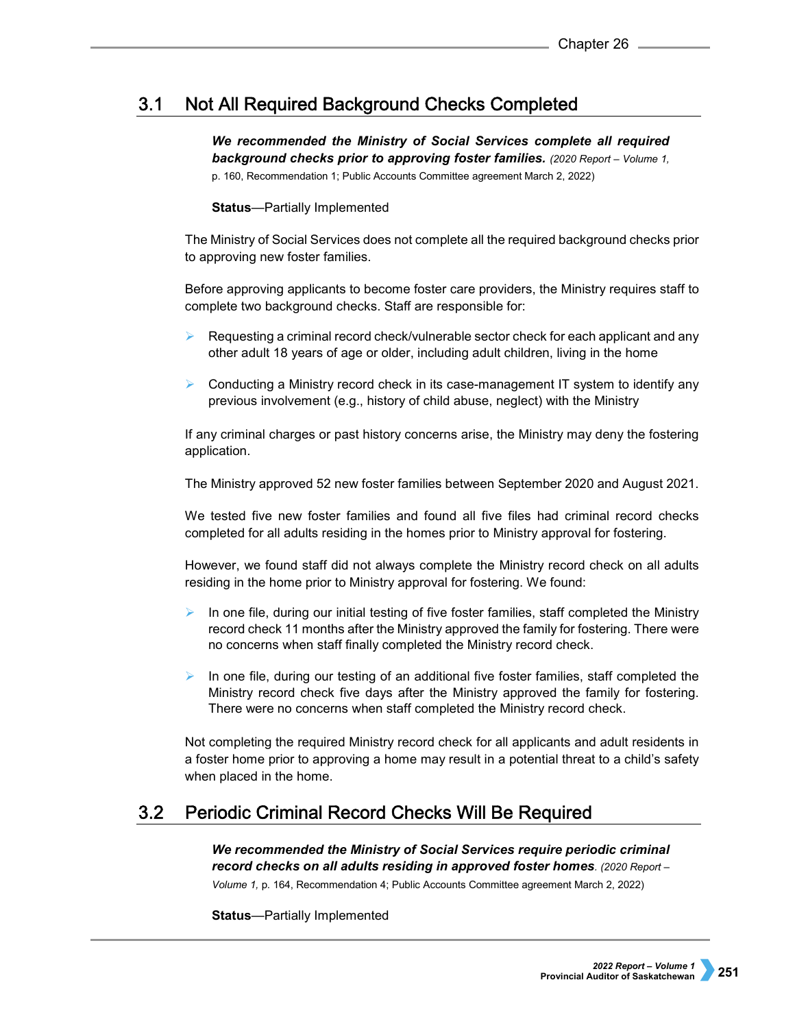## 3.1 Not All Required Background Checks Completed

***We recommended the Ministry of Social Services complete all required background checks prior to approving foster families.*** *(2020 Report – Volume 1,* p. 160, Recommendation 1; Public Accounts Committee agreement March 2, 2022)

**Status**—Partially Implemented

The Ministry of Social Services does not complete all the required background checks prior to approving new foster families.

Before approving applicants to become foster care providers, the Ministry requires staff to complete two background checks. Staff are responsible for:

- Requesting a criminal record check/vulnerable sector check for each applicant and any other adult 18 years of age or older, including adult children, living in the home
- Conducting a Ministry record check in its case-management IT system to identify any previous involvement (e.g., history of child abuse, neglect) with the Ministry

If any criminal charges or past history concerns arise, the Ministry may deny the fostering application.

The Ministry approved 52 new foster families between September 2020 and August 2021.

We tested five new foster families and found all five files had criminal record checks completed for all adults residing in the homes prior to Ministry approval for fostering.

However, we found staff did not always complete the Ministry record check on all adults residing in the home prior to Ministry approval for fostering. We found:

- In one file, during our initial testing of five foster families, staff completed the Ministry record check 11 months after the Ministry approved the family for fostering. There were no concerns when staff finally completed the Ministry record check.
- In one file, during our testing of an additional five foster families, staff completed the Ministry record check five days after the Ministry approved the family for fostering. There were no concerns when staff completed the Ministry record check.

Not completing the required Ministry record check for all applicants and adult residents in a foster home prior to approving a home may result in a potential threat to a child's safety when placed in the home.

## 3.2 Periodic Criminal Record Checks Will Be Required

***We recommended the Ministry of Social Services require periodic criminal record checks on all adults residing in approved foster homes.*** *(2020 Report – Volume 1,* p. 164, Recommendation 4; Public Accounts Committee agreement March 2, 2022)

**Status**—Partially Implemented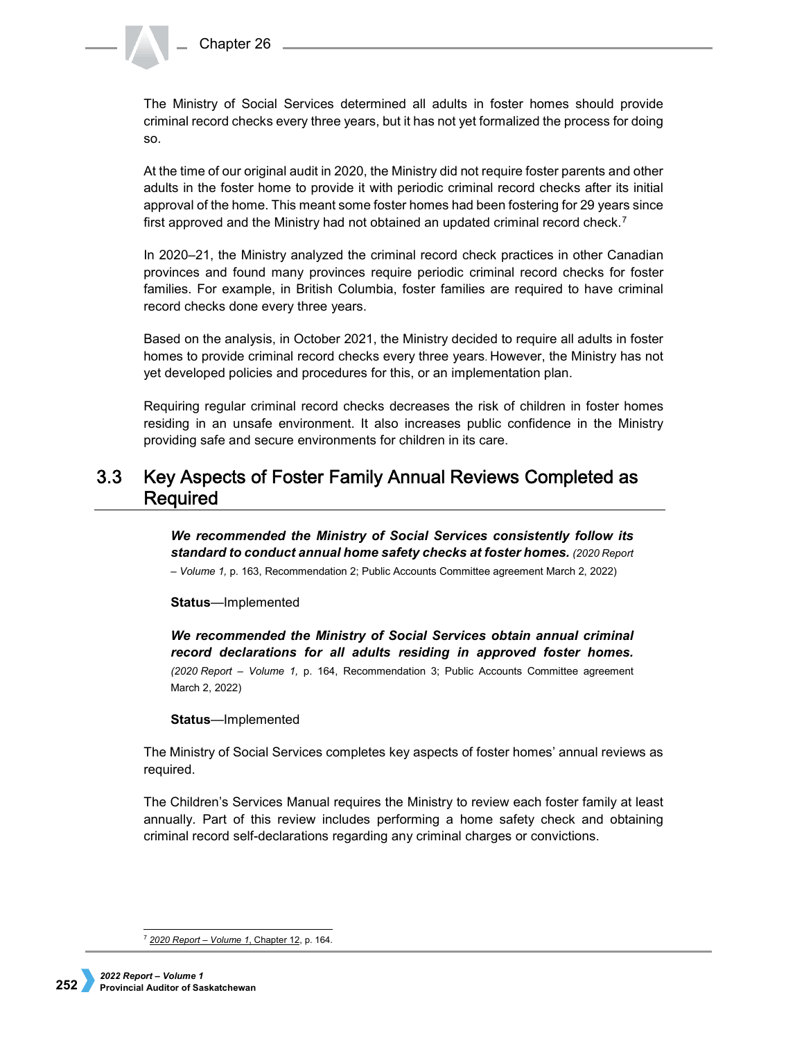The Ministry of Social Services determined all adults in foster homes should provide criminal record checks every three years, but it has not yet formalized the process for doing so.

At the time of our original audit in 2020, the Ministry did not require foster parents and other adults in the foster home to provide it with periodic criminal record checks after its initial approval of the home. This meant some foster homes had been fostering for 29 years since first approved and the Ministry had not obtained an updated criminal record check.[7]

In 2020–21, the Ministry analyzed the criminal record check practices in other Canadian provinces and found many provinces require periodic criminal record checks for foster families. For example, in British Columbia, foster families are required to have criminal record checks done every three years.

Based on the analysis, in October 2021, the Ministry decided to require all adults in foster homes to provide criminal record checks every three years. However, the Ministry has not yet developed policies and procedures for this, or an implementation plan.

Requiring regular criminal record checks decreases the risk of children in foster homes residing in an unsafe environment. It also increases public confidence in the Ministry providing safe and secure environments for children in its care.

## 3.3 Key Aspects of Foster Family Annual Reviews Completed as Required

***We recommended the Ministry of Social Services consistently follow its standard to conduct annual home safety checks at foster homes.*** *(2020 Report – Volume 1,* p. 163, Recommendation 2; Public Accounts Committee agreement March 2, 2022)

**Status**—Implemented

***We recommended the Ministry of Social Services obtain annual criminal record declarations for all adults residing in approved foster homes.*** *(2020 Report – Volume 1,* p. 164, Recommendation 3; Public Accounts Committee agreement March 2, 2022)

**Status**—Implemented

The Ministry of Social Services completes key aspects of foster homes' annual reviews as required.

The Children's Services Manual requires the Ministry to review each foster family at least annually. Part of this review includes performing a home safety check and obtaining criminal record self-declarations regarding any criminal charges or convictions.

---

[7] *2020 Report – Volume 1*, Chapter 12, p. 164.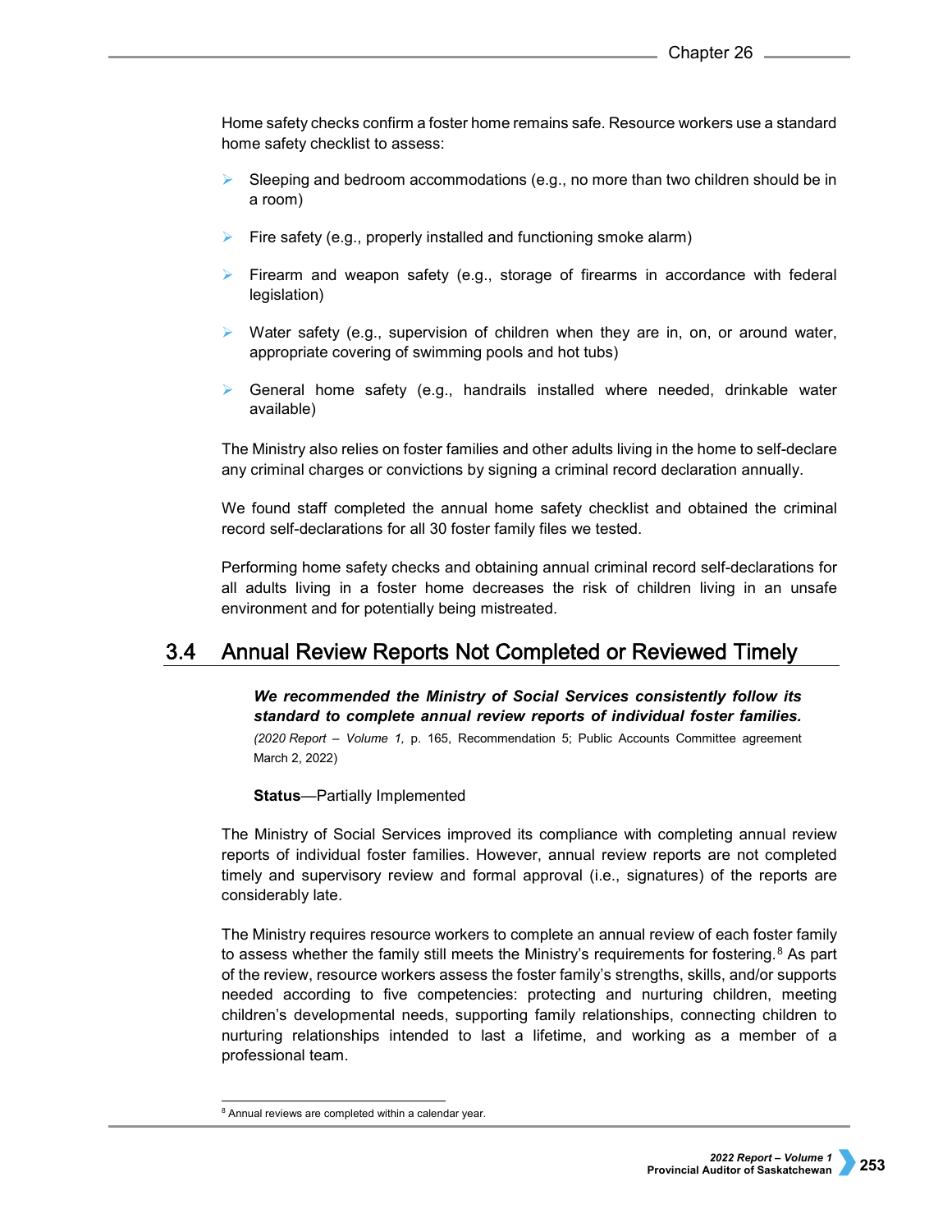Home safety checks confirm a foster home remains safe. Resource workers use a standard home safety checklist to assess:

- Sleeping and bedroom accommodations (e.g., no more than two children should be in a room)
- Fire safety (e.g., properly installed and functioning smoke alarm)
- Firearm and weapon safety (e.g., storage of firearms in accordance with federal legislation)
- Water safety (e.g., supervision of children when they are in, on, or around water, appropriate covering of swimming pools and hot tubs)
- General home safety (e.g., handrails installed where needed, drinkable water available)

The Ministry also relies on foster families and other adults living in the home to self-declare any criminal charges or convictions by signing a criminal record declaration annually.

We found staff completed the annual home safety checklist and obtained the criminal record self-declarations for all 30 foster family files we tested.

Performing home safety checks and obtaining annual criminal record self-declarations for all adults living in a foster home decreases the risk of children living in an unsafe environment and for potentially being mistreated.

## 3.4 Annual Review Reports Not Completed or Reviewed Timely

***We recommended the Ministry of Social Services consistently follow its standard to complete annual review reports of individual foster families.***
*(2020 Report – Volume 1,* p. 165, Recommendation 5; Public Accounts Committee agreement March 2, 2022)

**Status**—Partially Implemented

The Ministry of Social Services improved its compliance with completing annual review reports of individual foster families. However, annual review reports are not completed timely and supervisory review and formal approval (i.e., signatures) of the reports are considerably late.

The Ministry requires resource workers to complete an annual review of each foster family to assess whether the family still meets the Ministry's requirements for fostering.[8] As part of the review, resource workers assess the foster family's strengths, skills, and/or supports needed according to five competencies: protecting and nurturing children, meeting children's developmental needs, supporting family relationships, connecting children to nurturing relationships intended to last a lifetime, and working as a member of a professional team.

[8] Annual reviews are completed within a calendar year.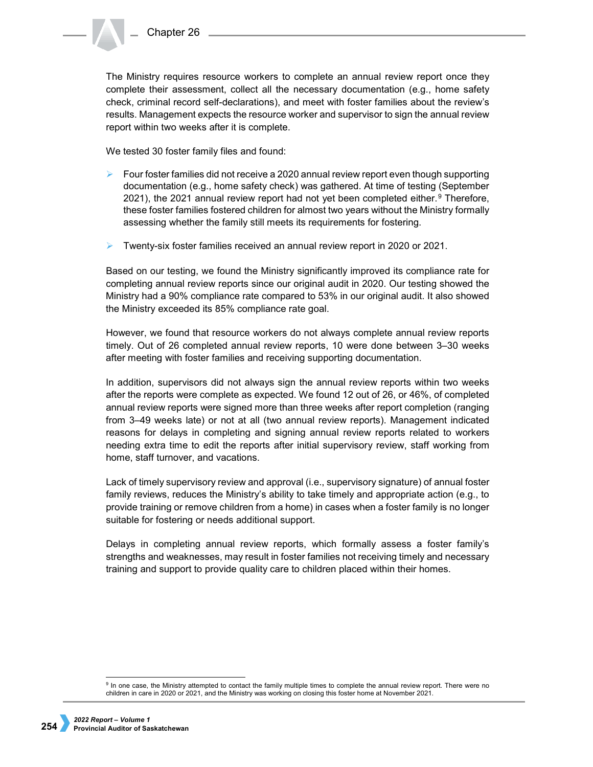The Ministry requires resource workers to complete an annual review report once they complete their assessment, collect all the necessary documentation (e.g., home safety check, criminal record self-declarations), and meet with foster families about the review's results. Management expects the resource worker and supervisor to sign the annual review report within two weeks after it is complete.

We tested 30 foster family files and found:

- Four foster families did not receive a 2020 annual review report even though supporting documentation (e.g., home safety check) was gathered. At time of testing (September 2021), the 2021 annual review report had not yet been completed either.[9] Therefore, these foster families fostered children for almost two years without the Ministry formally assessing whether the family still meets its requirements for fostering.
- Twenty-six foster families received an annual review report in 2020 or 2021.

Based on our testing, we found the Ministry significantly improved its compliance rate for completing annual review reports since our original audit in 2020. Our testing showed the Ministry had a 90% compliance rate compared to 53% in our original audit. It also showed the Ministry exceeded its 85% compliance rate goal.

However, we found that resource workers do not always complete annual review reports timely. Out of 26 completed annual review reports, 10 were done between 3–30 weeks after meeting with foster families and receiving supporting documentation.

In addition, supervisors did not always sign the annual review reports within two weeks after the reports were complete as expected. We found 12 out of 26, or 46%, of completed annual review reports were signed more than three weeks after report completion (ranging from 3–49 weeks late) or not at all (two annual review reports). Management indicated reasons for delays in completing and signing annual review reports related to workers needing extra time to edit the reports after initial supervisory review, staff working from home, staff turnover, and vacations.

Lack of timely supervisory review and approval (i.e., supervisory signature) of annual foster family reviews, reduces the Ministry's ability to take timely and appropriate action (e.g., to provide training or remove children from a home) in cases when a foster family is no longer suitable for fostering or needs additional support.

Delays in completing annual review reports, which formally assess a foster family's strengths and weaknesses, may result in foster families not receiving timely and necessary training and support to provide quality care to children placed within their homes.

[9] In one case, the Ministry attempted to contact the family multiple times to complete the annual review report. There were no children in care in 2020 or 2021, and the Ministry was working on closing this foster home at November 2021.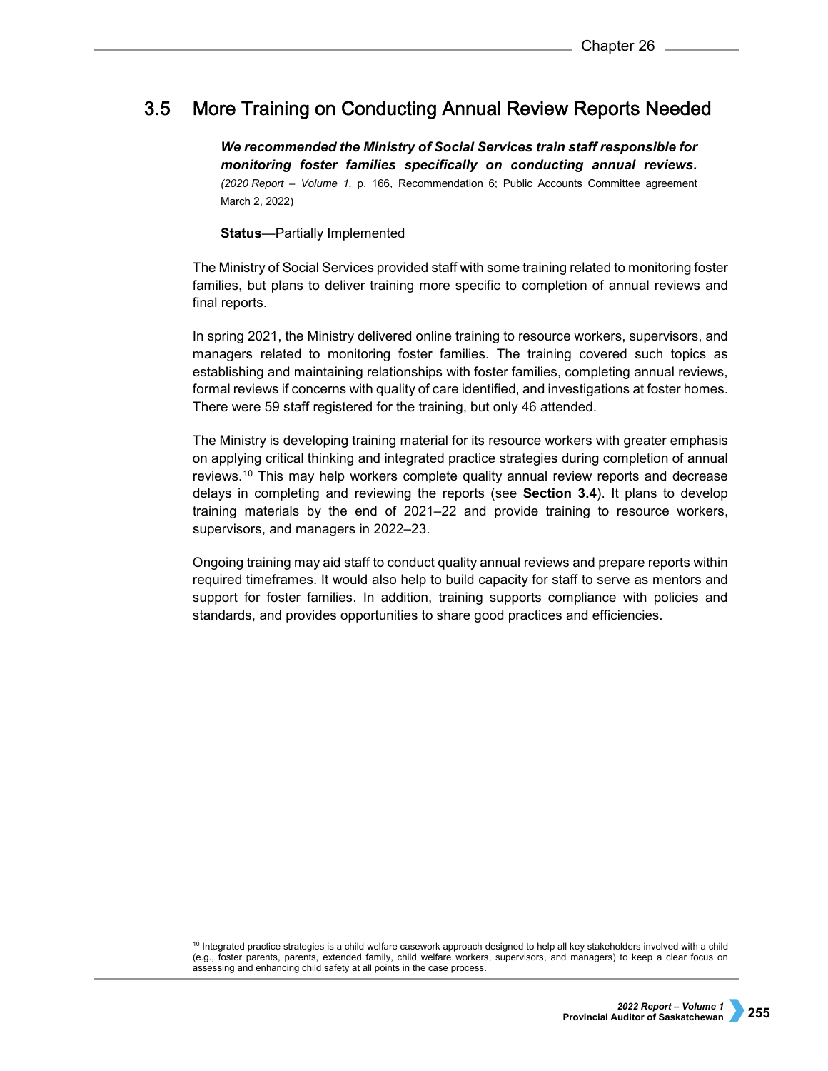## 3.5 More Training on Conducting Annual Review Reports Needed

***We recommended the Ministry of Social Services train staff responsible for monitoring foster families specifically on conducting annual reviews.*** *(2020 Report – Volume 1,* p. 166, Recommendation 6; Public Accounts Committee agreement March 2, 2022)

**Status**—Partially Implemented

The Ministry of Social Services provided staff with some training related to monitoring foster families, but plans to deliver training more specific to completion of annual reviews and final reports.

In spring 2021, the Ministry delivered online training to resource workers, supervisors, and managers related to monitoring foster families. The training covered such topics as establishing and maintaining relationships with foster families, completing annual reviews, formal reviews if concerns with quality of care identified, and investigations at foster homes. There were 59 staff registered for the training, but only 46 attended.

The Ministry is developing training material for its resource workers with greater emphasis on applying critical thinking and integrated practice strategies during completion of annual reviews.[10] This may help workers complete quality annual review reports and decrease delays in completing and reviewing the reports (see **Section 3.4**). It plans to develop training materials by the end of 2021–22 and provide training to resource workers, supervisors, and managers in 2022–23.

Ongoing training may aid staff to conduct quality annual reviews and prepare reports within required timeframes. It would also help to build capacity for staff to serve as mentors and support for foster families. In addition, training supports compliance with policies and standards, and provides opportunities to share good practices and efficiencies.

---

[10] Integrated practice strategies is a child welfare casework approach designed to help all key stakeholders involved with a child (e.g., foster parents, parents, extended family, child welfare workers, supervisors, and managers) to keep a clear focus on assessing and enhancing child safety at all points in the case process.